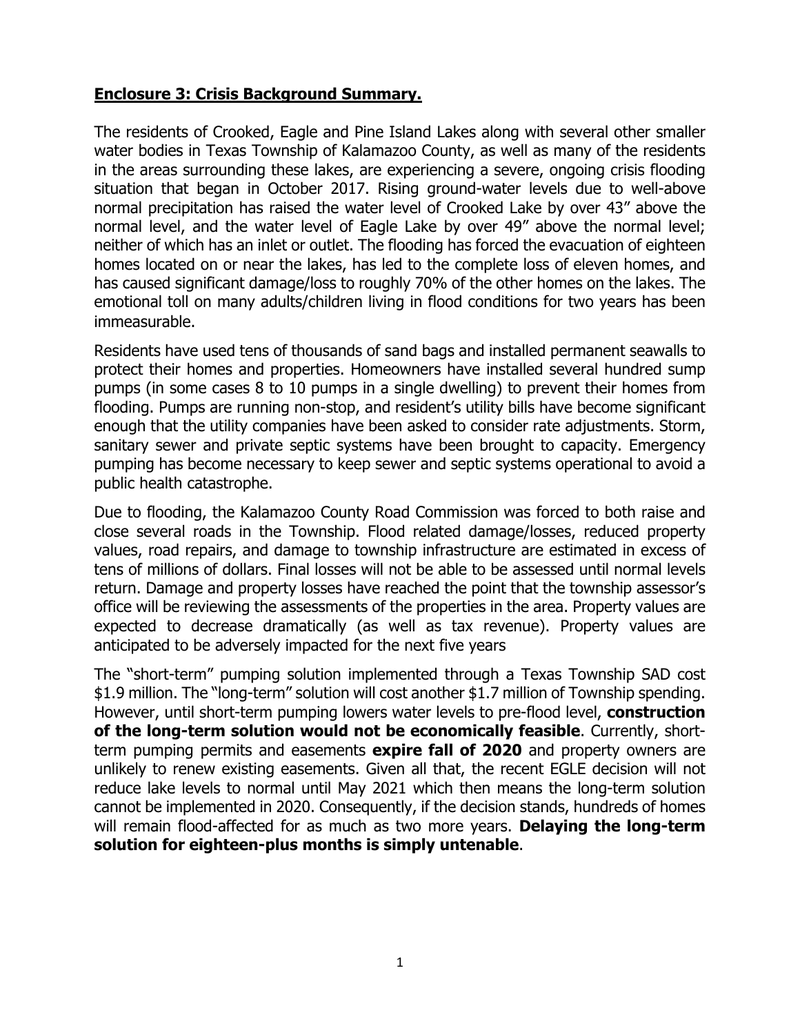**Enclosure 3: Crisis Background Summary.**

The residents of Crooked, Eagle and Pine Island Lakes along with several other smaller water bodies in Texas Township of Kalamazoo County, as well as many of the residents in the areas surrounding these lakes, are experiencing a severe, ongoing crisis flooding situation that began in October 2017. Rising ground-water levels due to well-above normal precipitation has raised the water level of Crooked Lake by over 43" above the normal level, and the water level of Eagle Lake by over 49" above the normal level; neither of which has an inlet or outlet. The flooding has forced the evacuation of eighteen homes located on or near the lakes, has led to the complete loss of eleven homes, and has caused significant damage/loss to roughly 70% of the other homes on the lakes. The emotional toll on many adults/children living in flood conditions for two years has been immeasurable.

Residents have used tens of thousands of sand bags and installed permanent seawalls to protect their homes and properties. Homeowners have installed several hundred sump pumps (in some cases 8 to 10 pumps in a single dwelling) to prevent their homes from flooding. Pumps are running non-stop, and resident's utility bills have become significant enough that the utility companies have been asked to consider rate adjustments. Storm, sanitary sewer and private septic systems have been brought to capacity. Emergency pumping has become necessary to keep sewer and septic systems operational to avoid a public health catastrophe.

Due to flooding, the Kalamazoo County Road Commission was forced to both raise and close several roads in the Township. Flood related damage/losses, reduced property values, road repairs, and damage to township infrastructure are estimated in excess of tens of millions of dollars. Final losses will not be able to be assessed until normal levels return. Damage and property losses have reached the point that the township assessor's office will be reviewing the assessments of the properties in the area. Property values are expected to decrease dramatically (as well as tax revenue). Property values are anticipated to be adversely impacted for the next five years

The "short-term" pumping solution implemented through a Texas Township SAD cost $1.9 million. The "long-term" solution will cost another $1.7 million of Township spending. However, until short-term pumping lowers water levels to pre-flood level, **construction of the long-term solution would not be economically feasible**. Currently, short-term pumping permits and easements **expire fall of 2020** and property owners are unlikely to renew existing easements. Given all that, the recent EGLE decision will not reduce lake levels to normal until May 2021 which then means the long-term solution cannot be implemented in 2020. Consequently, if the decision stands, hundreds of homes will remain flood-affected for as much as two more years. **Delaying the long-term solution for eighteen-plus months is simply untenable**.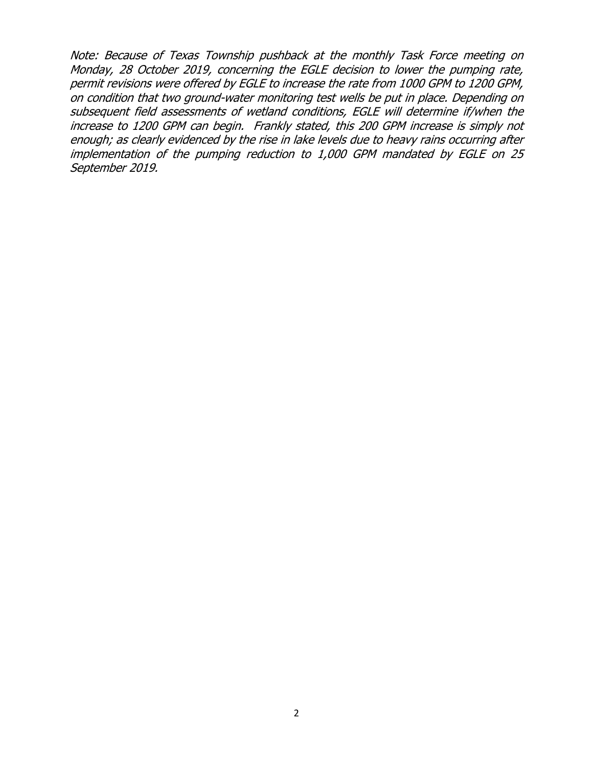*Note: Because of Texas Township pushback at the monthly Task Force meeting on Monday, 28 October 2019, concerning the EGLE decision to lower the pumping rate, permit revisions were offered by EGLE to increase the rate from 1000 GPM to 1200 GPM, on condition that two ground-water monitoring test wells be put in place. Depending on subsequent field assessments of wetland conditions, EGLE will determine if/when the increase to 1200 GPM can begin. Frankly stated, this 200 GPM increase is simply not enough; as clearly evidenced by the rise in lake levels due to heavy rains occurring after implementation of the pumping reduction to 1,000 GPM mandated by EGLE on 25 September 2019.*